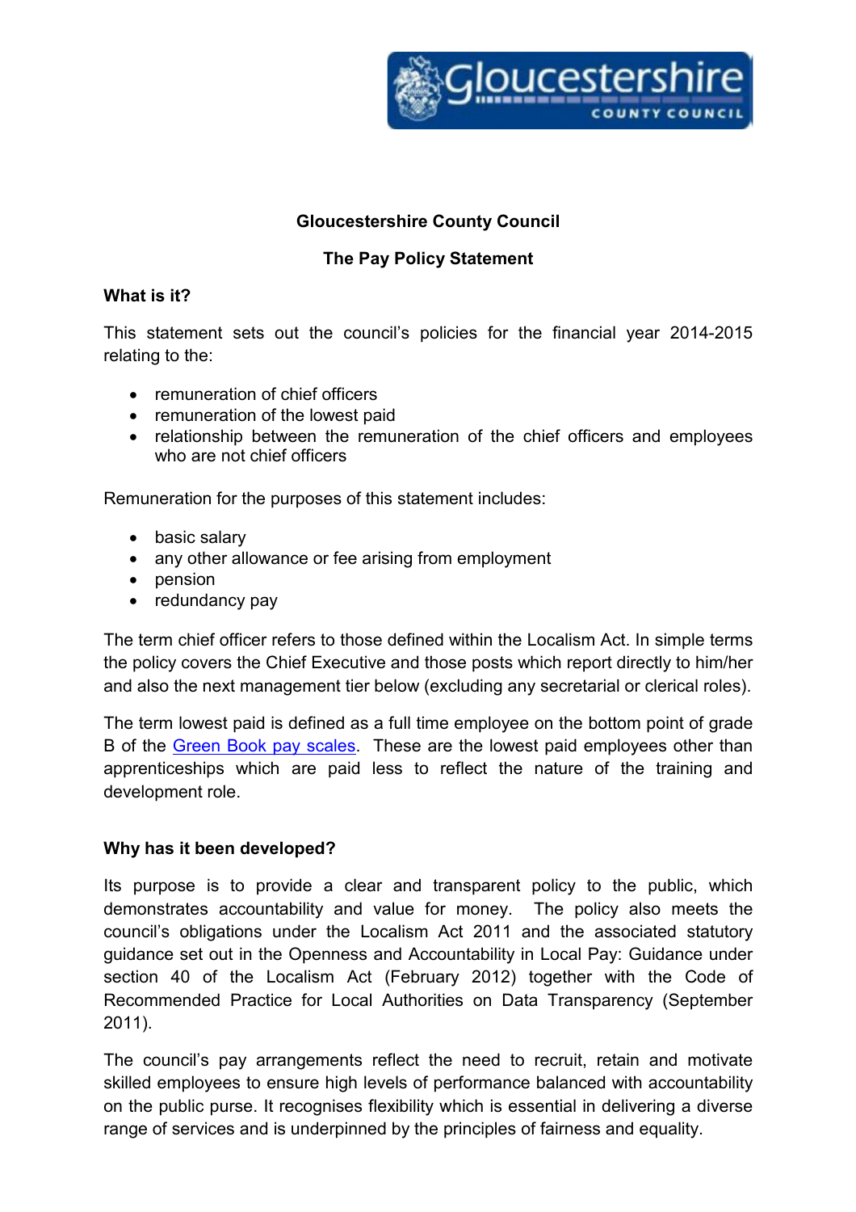# Gloucestershire County Council

## The Pay Policy Statement

### What is it?

This statement sets out the council's policies for the financial year 2014-2015 relating to the:

- remuneration of chief officers
- remuneration of the lowest paid
- relationship between the remuneration of the chief officers and employees who are not chief officers

Remuneration for the purposes of this statement includes:

- basic salary
- any other allowance or fee arising from employment
- pension
- redundancy pay

The term chief officer refers to those defined within the Localism Act. In simple terms the policy covers the Chief Executive and those posts which report directly to him/her and also the next management tier below (excluding any secretarial or clerical roles).

The term lowest paid is defined as a full time employee on the bottom point of grade B of the Green Book pay scales. These are the lowest paid employees other than apprenticeships which are paid less to reflect the nature of the training and development role.

### Why has it been developed?

Its purpose is to provide a clear and transparent policy to the public, which demonstrates accountability and value for money. The policy also meets the council's obligations under the Localism Act 2011 and the associated statutory guidance set out in the Openness and Accountability in Local Pay: Guidance under section 40 of the Localism Act (February 2012) together with the Code of Recommended Practice for Local Authorities on Data Transparency (September 2011).

The council's pay arrangements reflect the need to recruit, retain and motivate skilled employees to ensure high levels of performance balanced with accountability on the public purse. It recognises flexibility which is essential in delivering a diverse range of services and is underpinned by the principles of fairness and equality.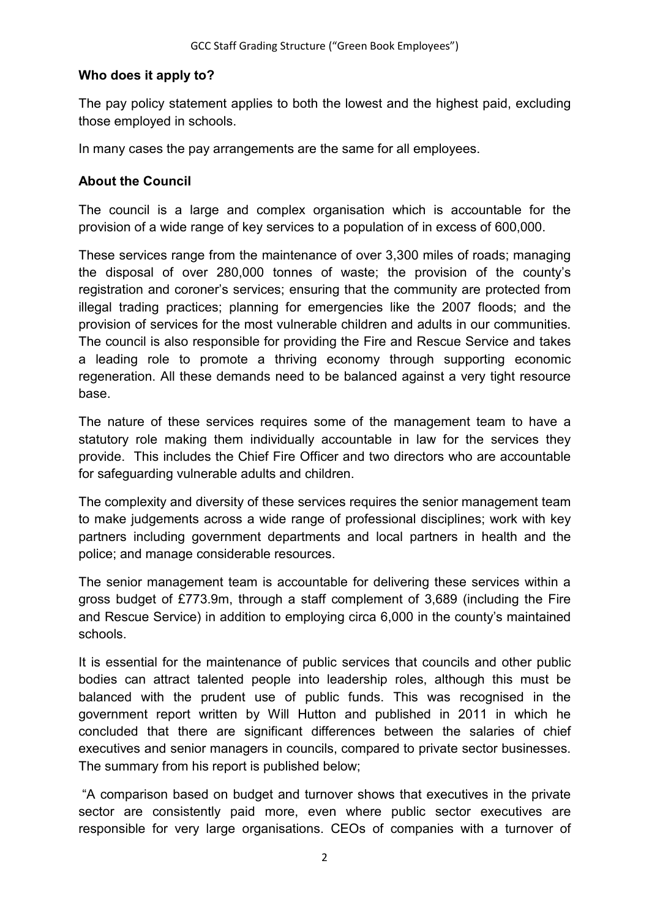**Who does it apply to?**

The pay policy statement applies to both the lowest and the highest paid, excluding those employed in schools.

In many cases the pay arrangements are the same for all employees.

**About the Council**

The council is a large and complex organisation which is accountable for the provision of a wide range of key services to a population of in excess of 600,000.

These services range from the maintenance of over 3,300 miles of roads; managing the disposal of over 280,000 tonnes of waste; the provision of the county's registration and coroner's services; ensuring that the community are protected from illegal trading practices; planning for emergencies like the 2007 floods; and the provision of services for the most vulnerable children and adults in our communities. The council is also responsible for providing the Fire and Rescue Service and takes a leading role to promote a thriving economy through supporting economic regeneration. All these demands need to be balanced against a very tight resource base.

The nature of these services requires some of the management team to have a statutory role making them individually accountable in law for the services they provide. This includes the Chief Fire Officer and two directors who are accountable for safeguarding vulnerable adults and children.

The complexity and diversity of these services requires the senior management team to make judgements across a wide range of professional disciplines; work with key partners including government departments and local partners in health and the police; and manage considerable resources.

The senior management team is accountable for delivering these services within a gross budget of £773.9m, through a staff complement of 3,689 (including the Fire and Rescue Service) in addition to employing circa 6,000 in the county's maintained schools.

It is essential for the maintenance of public services that councils and other public bodies can attract talented people into leadership roles, although this must be balanced with the prudent use of public funds. This was recognised in the government report written by Will Hutton and published in 2011 in which he concluded that there are significant differences between the salaries of chief executives and senior managers in councils, compared to private sector businesses. The summary from his report is published below;

"A comparison based on budget and turnover shows that executives in the private sector are consistently paid more, even where public sector executives are responsible for very large organisations. CEOs of companies with a turnover of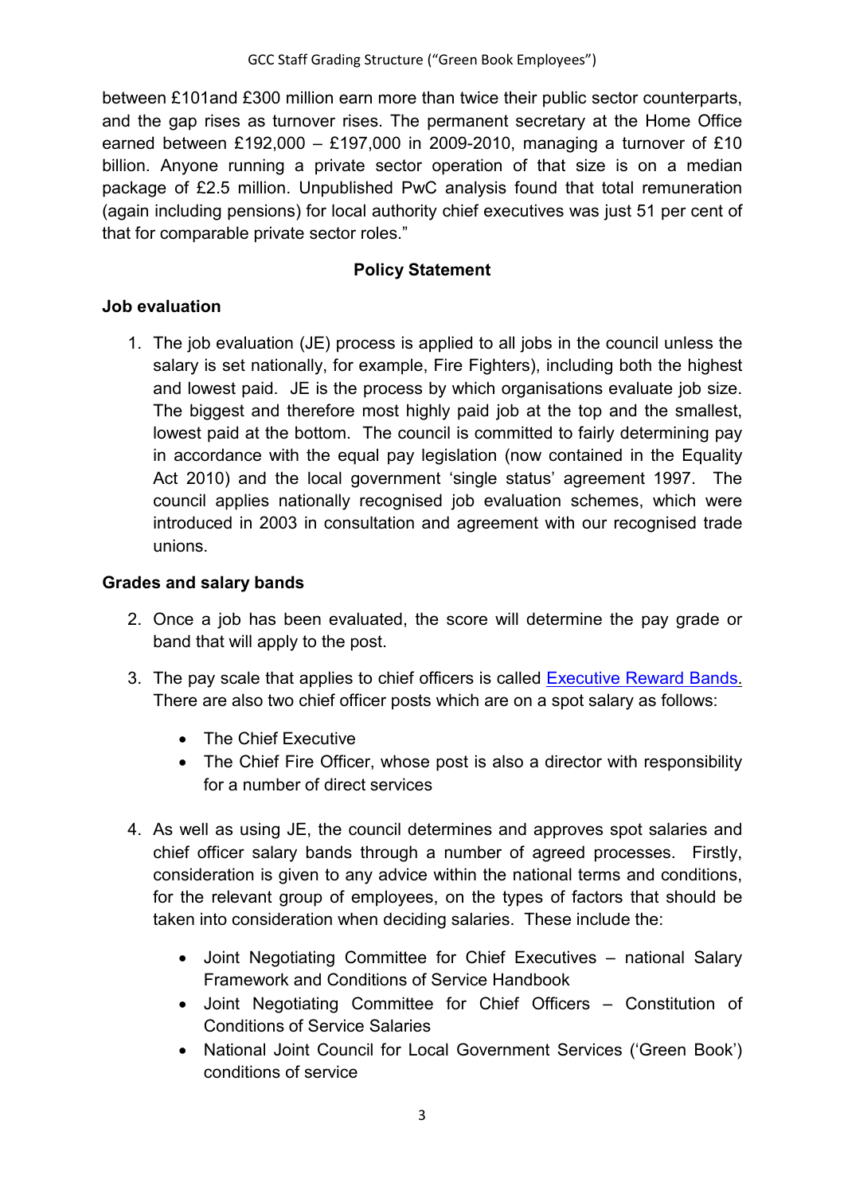between £101and £300 million earn more than twice their public sector counterparts, and the gap rises as turnover rises. The permanent secretary at the Home Office earned between £192,000 – £197,000 in 2009-2010, managing a turnover of £10 billion. Anyone running a private sector operation of that size is on a median package of £2.5 million. Unpublished PwC analysis found that total remuneration (again including pensions) for local authority chief executives was just 51 per cent of that for comparable private sector roles."

**Policy Statement**

**Job evaluation**

1. The job evaluation (JE) process is applied to all jobs in the council unless the salary is set nationally, for example, Fire Fighters), including both the highest and lowest paid. JE is the process by which organisations evaluate job size. The biggest and therefore most highly paid job at the top and the smallest, lowest paid at the bottom. The council is committed to fairly determining pay in accordance with the equal pay legislation (now contained in the Equality Act 2010) and the local government 'single status' agreement 1997. The council applies nationally recognised job evaluation schemes, which were introduced in 2003 in consultation and agreement with our recognised trade unions.

**Grades and salary bands**

2. Once a job has been evaluated, the score will determine the pay grade or band that will apply to the post.

3. The pay scale that applies to chief officers is called Executive Reward Bands. There are also two chief officer posts which are on a spot salary as follows:

   - The Chief Executive
   - The Chief Fire Officer, whose post is also a director with responsibility for a number of direct services

4. As well as using JE, the council determines and approves spot salaries and chief officer salary bands through a number of agreed processes. Firstly, consideration is given to any advice within the national terms and conditions, for the relevant group of employees, on the types of factors that should be taken into consideration when deciding salaries. These include the:

   - Joint Negotiating Committee for Chief Executives – national Salary Framework and Conditions of Service Handbook
   - Joint Negotiating Committee for Chief Officers – Constitution of Conditions of Service Salaries
   - National Joint Council for Local Government Services ('Green Book') conditions of service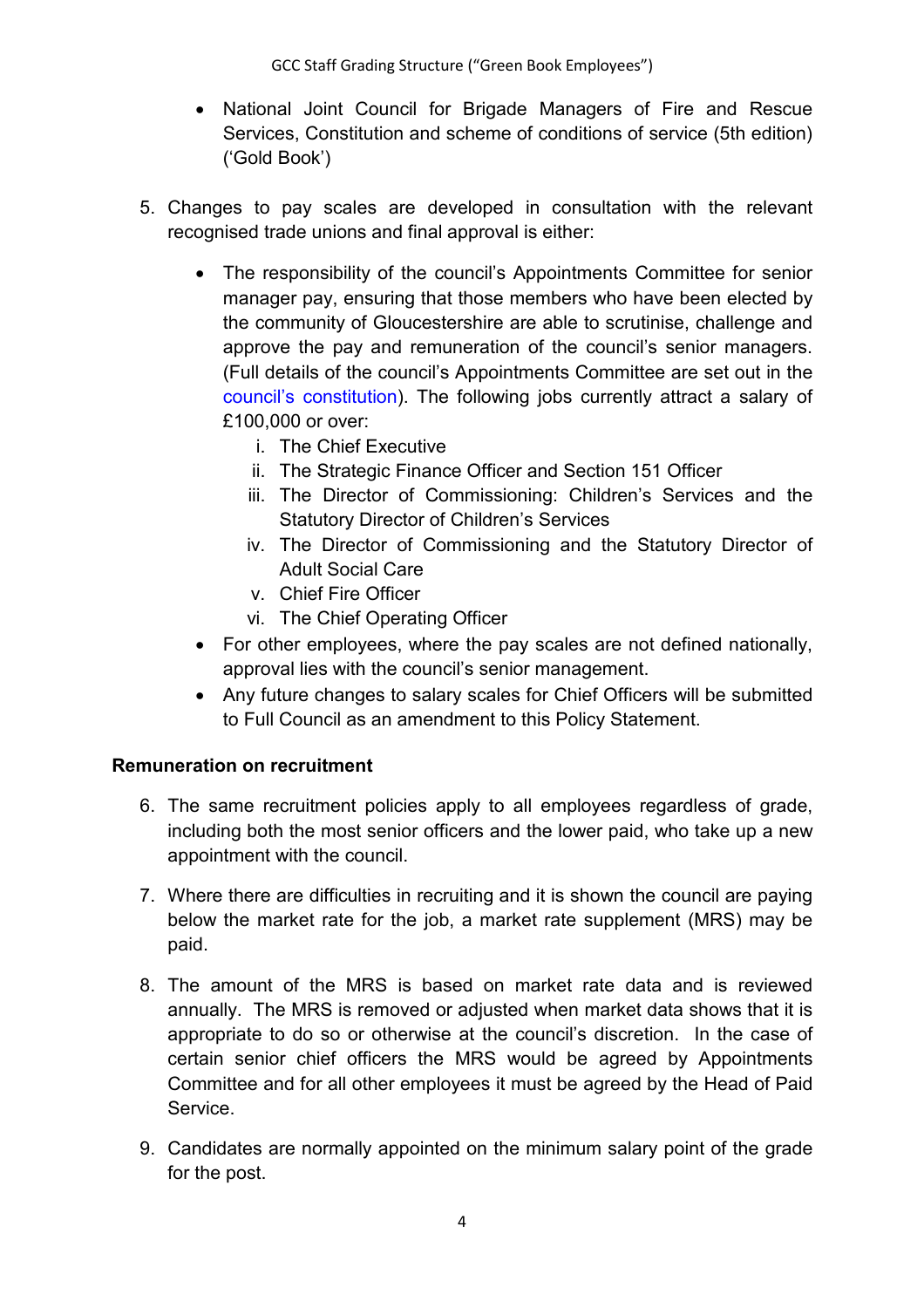- National Joint Council for Brigade Managers of Fire and Rescue Services, Constitution and scheme of conditions of service (5th edition) ('Gold Book')

5. Changes to pay scales are developed in consultation with the relevant recognised trade unions and final approval is either:

   - The responsibility of the council's Appointments Committee for senior manager pay, ensuring that those members who have been elected by the community of Gloucestershire are able to scrutinise, challenge and approve the pay and remuneration of the council's senior managers. (Full details of the council's Appointments Committee are set out in the council's constitution). The following jobs currently attract a salary of £100,000 or over:
     i. The Chief Executive
     ii. The Strategic Finance Officer and Section 151 Officer
     iii. The Director of Commissioning: Children's Services and the Statutory Director of Children's Services
     iv. The Director of Commissioning and the Statutory Director of Adult Social Care
     v. Chief Fire Officer
     vi. The Chief Operating Officer
   - For other employees, where the pay scales are not defined nationally, approval lies with the council's senior management.
   - Any future changes to salary scales for Chief Officers will be submitted to Full Council as an amendment to this Policy Statement.

**Remuneration on recruitment**

6. The same recruitment policies apply to all employees regardless of grade, including both the most senior officers and the lower paid, who take up a new appointment with the council.

7. Where there are difficulties in recruiting and it is shown the council are paying below the market rate for the job, a market rate supplement (MRS) may be paid.

8. The amount of the MRS is based on market rate data and is reviewed annually. The MRS is removed or adjusted when market data shows that it is appropriate to do so or otherwise at the council's discretion. In the case of certain senior chief officers the MRS would be agreed by Appointments Committee and for all other employees it must be agreed by the Head of Paid Service.

9. Candidates are normally appointed on the minimum salary point of the grade for the post.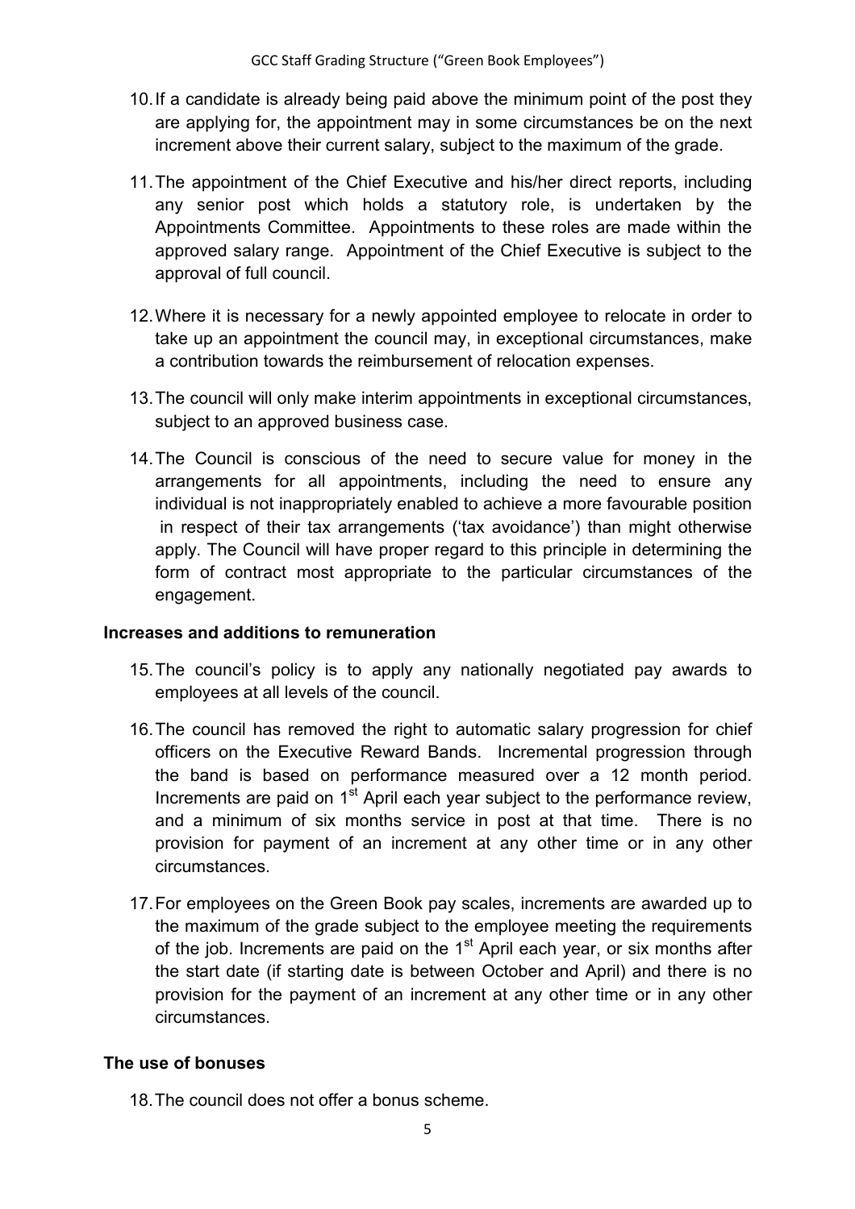10. If a candidate is already being paid above the minimum point of the post they are applying for, the appointment may in some circumstances be on the next increment above their current salary, subject to the maximum of the grade.

11. The appointment of the Chief Executive and his/her direct reports, including any senior post which holds a statutory role, is undertaken by the Appointments Committee. Appointments to these roles are made within the approved salary range. Appointment of the Chief Executive is subject to the approval of full council.

12. Where it is necessary for a newly appointed employee to relocate in order to take up an appointment the council may, in exceptional circumstances, make a contribution towards the reimbursement of relocation expenses.

13. The council will only make interim appointments in exceptional circumstances, subject to an approved business case.

14. The Council is conscious of the need to secure value for money in the arrangements for all appointments, including the need to ensure any individual is not inappropriately enabled to achieve a more favourable position in respect of their tax arrangements ('tax avoidance') than might otherwise apply. The Council will have proper regard to this principle in determining the form of contract most appropriate to the particular circumstances of the engagement.

### Increases and additions to remuneration

15. The council's policy is to apply any nationally negotiated pay awards to employees at all levels of the council.

16. The council has removed the right to automatic salary progression for chief officers on the Executive Reward Bands. Incremental progression through the band is based on performance measured over a 12 month period. Increments are paid on 1st April each year subject to the performance review, and a minimum of six months service in post at that time. There is no provision for payment of an increment at any other time or in any other circumstances.

17. For employees on the Green Book pay scales, increments are awarded up to the maximum of the grade subject to the employee meeting the requirements of the job. Increments are paid on the 1st April each year, or six months after the start date (if starting date is between October and April) and there is no provision for the payment of an increment at any other time or in any other circumstances.

### The use of bonuses

18. The council does not offer a bonus scheme.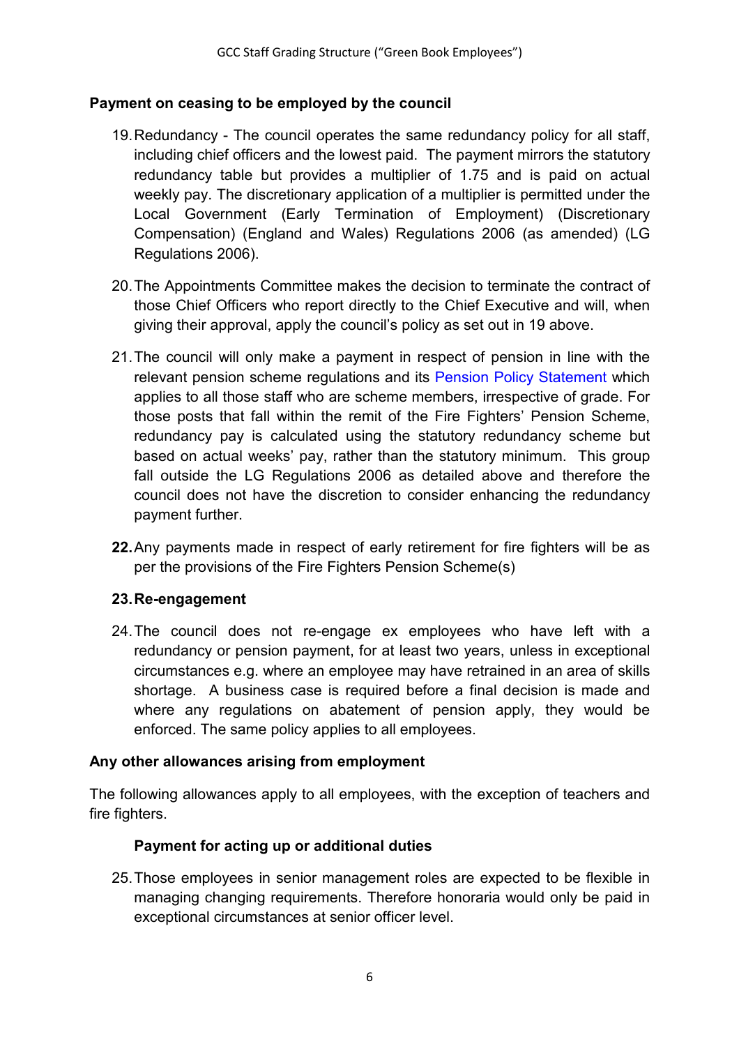**Payment on ceasing to be employed by the council**

19. Redundancy - The council operates the same redundancy policy for all staff, including chief officers and the lowest paid. The payment mirrors the statutory redundancy table but provides a multiplier of 1.75 and is paid on actual weekly pay. The discretionary application of a multiplier is permitted under the Local Government (Early Termination of Employment) (Discretionary Compensation) (England and Wales) Regulations 2006 (as amended) (LG Regulations 2006).

20. The Appointments Committee makes the decision to terminate the contract of those Chief Officers who report directly to the Chief Executive and will, when giving their approval, apply the council's policy as set out in 19 above.

21. The council will only make a payment in respect of pension in line with the relevant pension scheme regulations and its Pension Policy Statement which applies to all those staff who are scheme members, irrespective of grade. For those posts that fall within the remit of the Fire Fighters' Pension Scheme, redundancy pay is calculated using the statutory redundancy scheme but based on actual weeks' pay, rather than the statutory minimum. This group fall outside the LG Regulations 2006 as detailed above and therefore the council does not have the discretion to consider enhancing the redundancy payment further.

**22.** Any payments made in respect of early retirement for fire fighters will be as per the provisions of the Fire Fighters Pension Scheme(s)

**23. Re-engagement**

24. The council does not re-engage ex employees who have left with a redundancy or pension payment, for at least two years, unless in exceptional circumstances e.g. where an employee may have retrained in an area of skills shortage. A business case is required before a final decision is made and where any regulations on abatement of pension apply, they would be enforced. The same policy applies to all employees.

**Any other allowances arising from employment**

The following allowances apply to all employees, with the exception of teachers and fire fighters.

**Payment for acting up or additional duties**

25. Those employees in senior management roles are expected to be flexible in managing changing requirements. Therefore honoraria would only be paid in exceptional circumstances at senior officer level.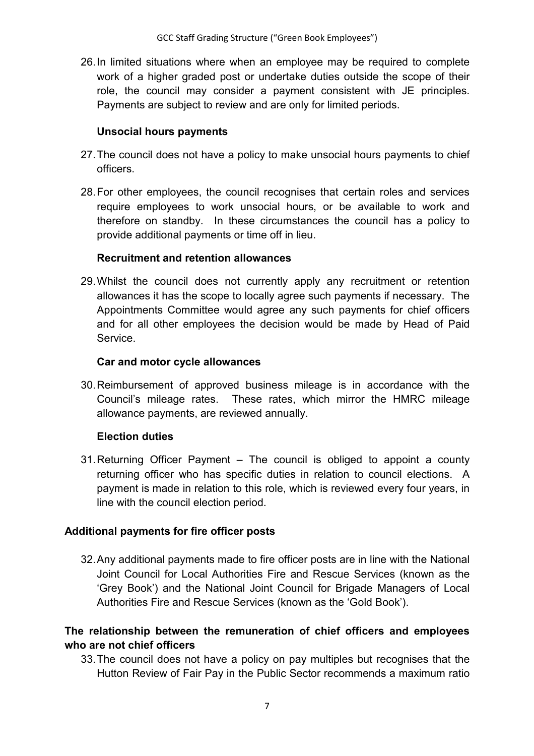26. In limited situations where when an employee may be required to complete work of a higher graded post or undertake duties outside the scope of their role, the council may consider a payment consistent with JE principles. Payments are subject to review and are only for limited periods.

**Unsocial hours payments**

27. The council does not have a policy to make unsocial hours payments to chief officers.

28. For other employees, the council recognises that certain roles and services require employees to work unsocial hours, or be available to work and therefore on standby. In these circumstances the council has a policy to provide additional payments or time off in lieu.

**Recruitment and retention allowances**

29. Whilst the council does not currently apply any recruitment or retention allowances it has the scope to locally agree such payments if necessary. The Appointments Committee would agree any such payments for chief officers and for all other employees the decision would be made by Head of Paid Service.

**Car and motor cycle allowances**

30. Reimbursement of approved business mileage is in accordance with the Council's mileage rates. These rates, which mirror the HMRC mileage allowance payments, are reviewed annually.

**Election duties**

31. Returning Officer Payment – The council is obliged to appoint a county returning officer who has specific duties in relation to council elections. A payment is made in relation to this role, which is reviewed every four years, in line with the council election period.

## Additional payments for fire officer posts

32. Any additional payments made to fire officer posts are in line with the National Joint Council for Local Authorities Fire and Rescue Services (known as the 'Grey Book') and the National Joint Council for Brigade Managers of Local Authorities Fire and Rescue Services (known as the 'Gold Book').

## The relationship between the remuneration of chief officers and employees who are not chief officers

33. The council does not have a policy on pay multiples but recognises that the Hutton Review of Fair Pay in the Public Sector recommends a maximum ratio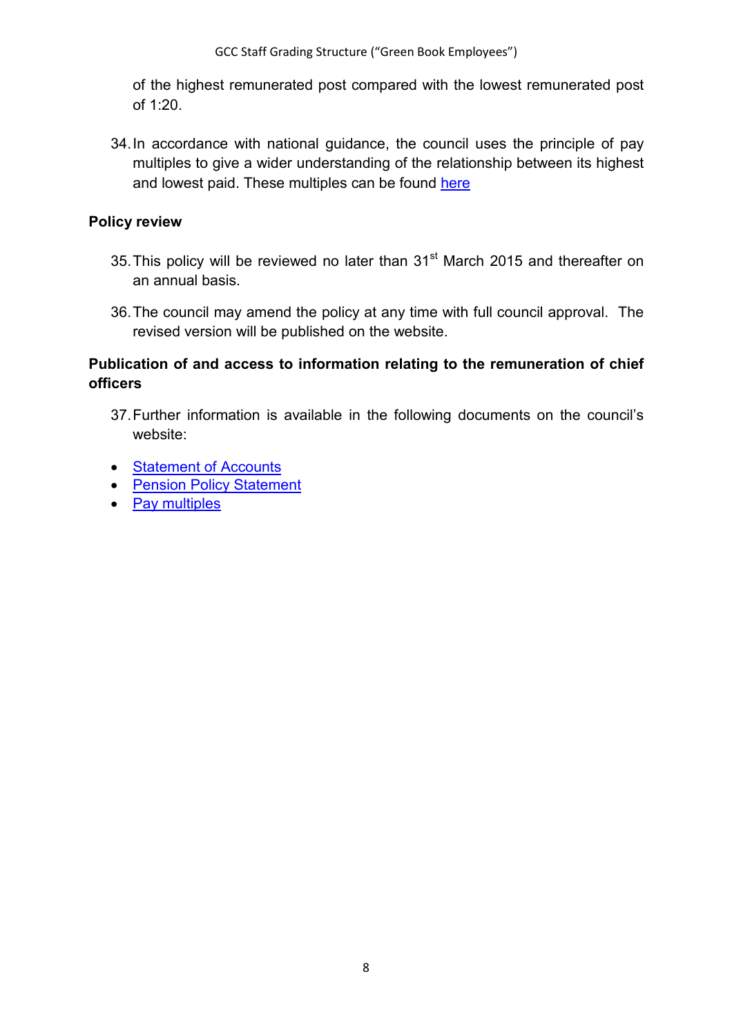of the highest remunerated post compared with the lowest remunerated post of 1:20.

34. In accordance with national guidance, the council uses the principle of pay multiples to give a wider understanding of the relationship between its highest and lowest paid. These multiples can be found here

**Policy review**

35. This policy will be reviewed no later than 31st March 2015 and thereafter on an annual basis.

36. The council may amend the policy at any time with full council approval. The revised version will be published on the website.

**Publication of and access to information relating to the remuneration of chief officers**

37. Further information is available in the following documents on the council's website:

- Statement of Accounts
- Pension Policy Statement
- Pay multiples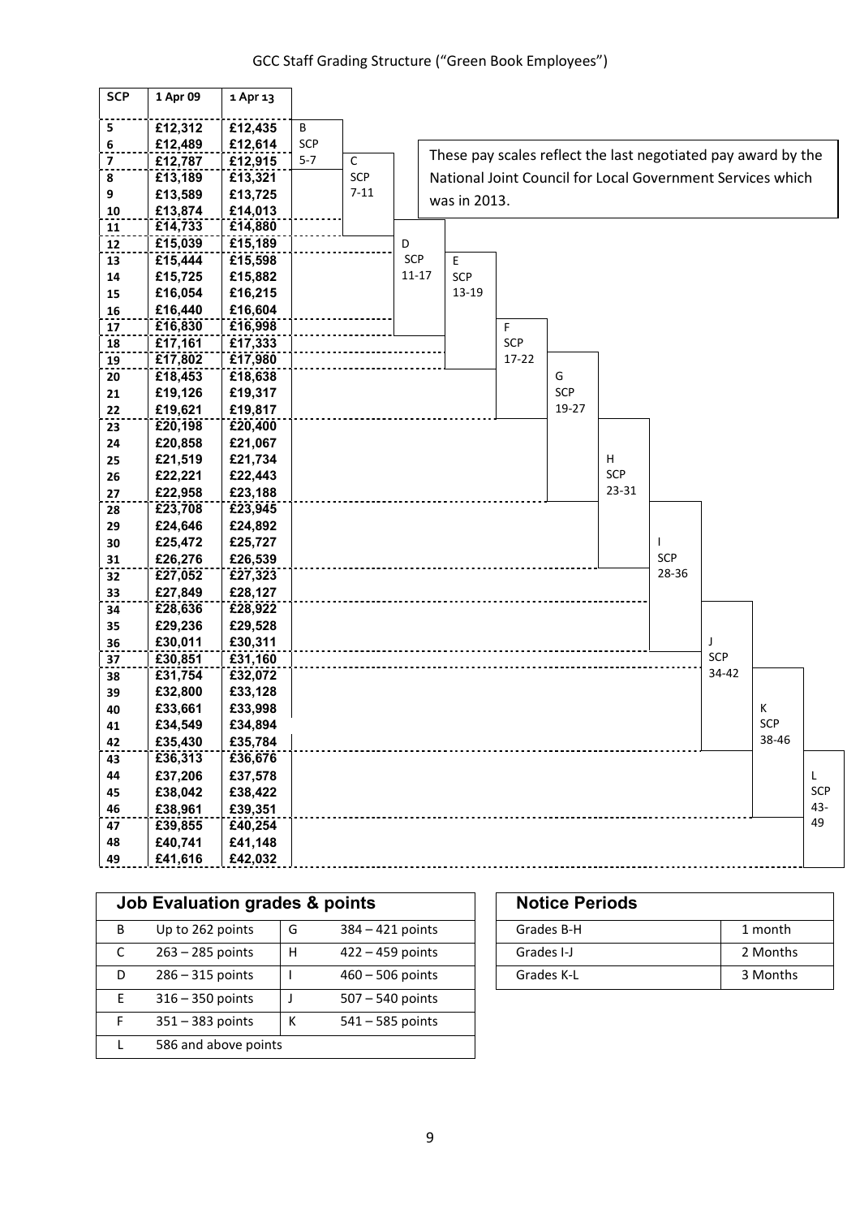# GCC Staff Grading Structure ("Green Book Employees")

These pay scales reflect the last negotiated pay award by the National Joint Council for Local Government Services which was in 2013.

| SCP | 1 Apr 09 | 1 Apr 13 | Grade |
|---|---|---|---|
| 5 | £12,312 | £12,435 | B (SCP 5-7) |
| 6 | £12,489 | £12,614 | B |
| 7 | £12,787 | £12,915 | B, C (SCP 7-11) |
| 8 | £13,189 | £13,321 | C |
| 9 | £13,589 | £13,725 | C |
| 10 | £13,874 | £14,013 | C |
| 11 | £14,733 | £14,880 | C, D (SCP 11-17) |
| 12 | £15,039 | £15,189 | D |
| 13 | £15,444 | £15,598 | D, E (SCP 13-19) |
| 14 | £15,725 | £15,882 | D, E |
| 15 | £16,054 | £16,215 | D, E |
| 16 | £16,440 | £16,604 | D, E |
| 17 | £16,830 | £16,998 | D, E, F (SCP 17-22) |
| 18 | £17,161 | £17,333 | E, F |
| 19 | £17,802 | £17,980 | E, F, G (SCP 19-27) |
| 20 | £18,453 | £18,638 | F, G |
| 21 | £19,126 | £19,317 | F, G |
| 22 | £19,621 | £19,817 | F, G |
| 23 | £20,198 | £20,400 | G, H (SCP 23-31) |
| 24 | £20,858 | £21,067 | G, H |
| 25 | £21,519 | £21,734 | G, H |
| 26 | £22,221 | £22,443 | G, H |
| 27 | £22,958 | £23,188 | G, H |
| 28 | £23,708 | £23,945 | H, I (SCP 28-36) |
| 29 | £24,646 | £24,892 | H, I |
| 30 | £25,472 | £25,727 | H, I |
| 31 | £26,276 | £26,539 | H, I |
| 32 | £27,052 | £27,323 | I |
| 33 | £27,849 | £28,127 | I |
| 34 | £28,636 | £28,922 | I, J (SCP 34-42) |
| 35 | £29,236 | £29,528 | I, J |
| 36 | £30,011 | £30,311 | I, J |
| 37 | £30,851 | £31,160 | J |
| 38 | £31,754 | £32,072 | J, K (SCP 38-46) |
| 39 | £32,800 | £33,128 | J, K |
| 40 | £33,661 | £33,998 | J, K |
| 41 | £34,549 | £34,894 | J, K |
| 42 | £35,430 | £35,784 | J, K |
| 43 | £36,313 | £36,676 | K, L (SCP 43-49) |
| 44 | £37,206 | £37,578 | K, L |
| 45 | £38,042 | £38,422 | K, L |
| 46 | £38,961 | £39,351 | K, L |
| 47 | £39,855 | £40,254 | L |
| 48 | £40,741 | £41,148 | L |
| 49 | £41,616 | £42,032 | L |

| Job Evaluation grades & points | | | |
|---|---|---|---|
| B | Up to 262 points | G | 384 – 421 points |
| C | 263 – 285 points | H | 422 – 459 points |
| D | 286 – 315 points | I | 460 – 506 points |
| E | 316 – 350 points | J | 507 – 540 points |
| F | 351 – 383 points | K | 541 – 585 points |
| L | 586 and above points | | |

| Notice Periods | |
|---|---|
| Grades B-H | 1 month |
| Grades I-J | 2 Months |
| Grades K-L | 3 Months |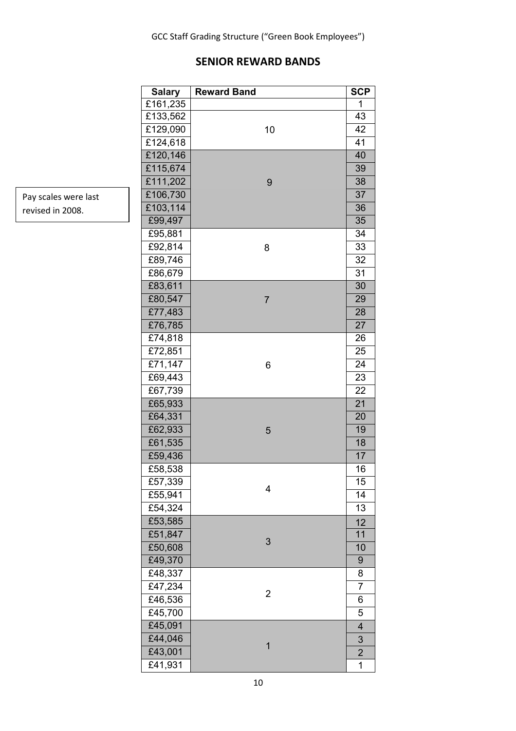GCC Staff Grading Structure ("Green Book Employees")

## SENIOR REWARD BANDS

Pay scales were last revised in 2008.

| Salary | Reward Band | SCP |
|---|---|---|
| £161,235 | | 1 |
| £133,562 | 10 | 43 |
| £129,090 | | 42 |
| £124,618 | | 41 |
| £120,146 | 9 | 40 |
| £115,674 | | 39 |
| £111,202 | | 38 |
| £106,730 | | 37 |
| £103,114 | | 36 |
| £99,497 | | 35 |
| £95,881 | 8 | 34 |
| £92,814 | | 33 |
| £89,746 | | 32 |
| £86,679 | | 31 |
| £83,611 | 7 | 30 |
| £80,547 | | 29 |
| £77,483 | | 28 |
| £76,785 | | 27 |
| £74,818 | 6 | 26 |
| £72,851 | | 25 |
| £71,147 | | 24 |
| £69,443 | | 23 |
| £67,739 | | 22 |
| £65,933 | 5 | 21 |
| £64,331 | | 20 |
| £62,933 | | 19 |
| £61,535 | | 18 |
| £59,436 | | 17 |
| £58,538 | 4 | 16 |
| £57,339 | | 15 |
| £55,941 | | 14 |
| £54,324 | | 13 |
| £53,585 | 3 | 12 |
| £51,847 | | 11 |
| £50,608 | | 10 |
| £49,370 | | 9 |
| £48,337 | 2 | 8 |
| £47,234 | | 7 |
| £46,536 | | 6 |
| £45,700 | | 5 |
| £45,091 | 1 | 4 |
| £44,046 | | 3 |
| £43,001 | | 2 |
| £41,931 | | 1 |